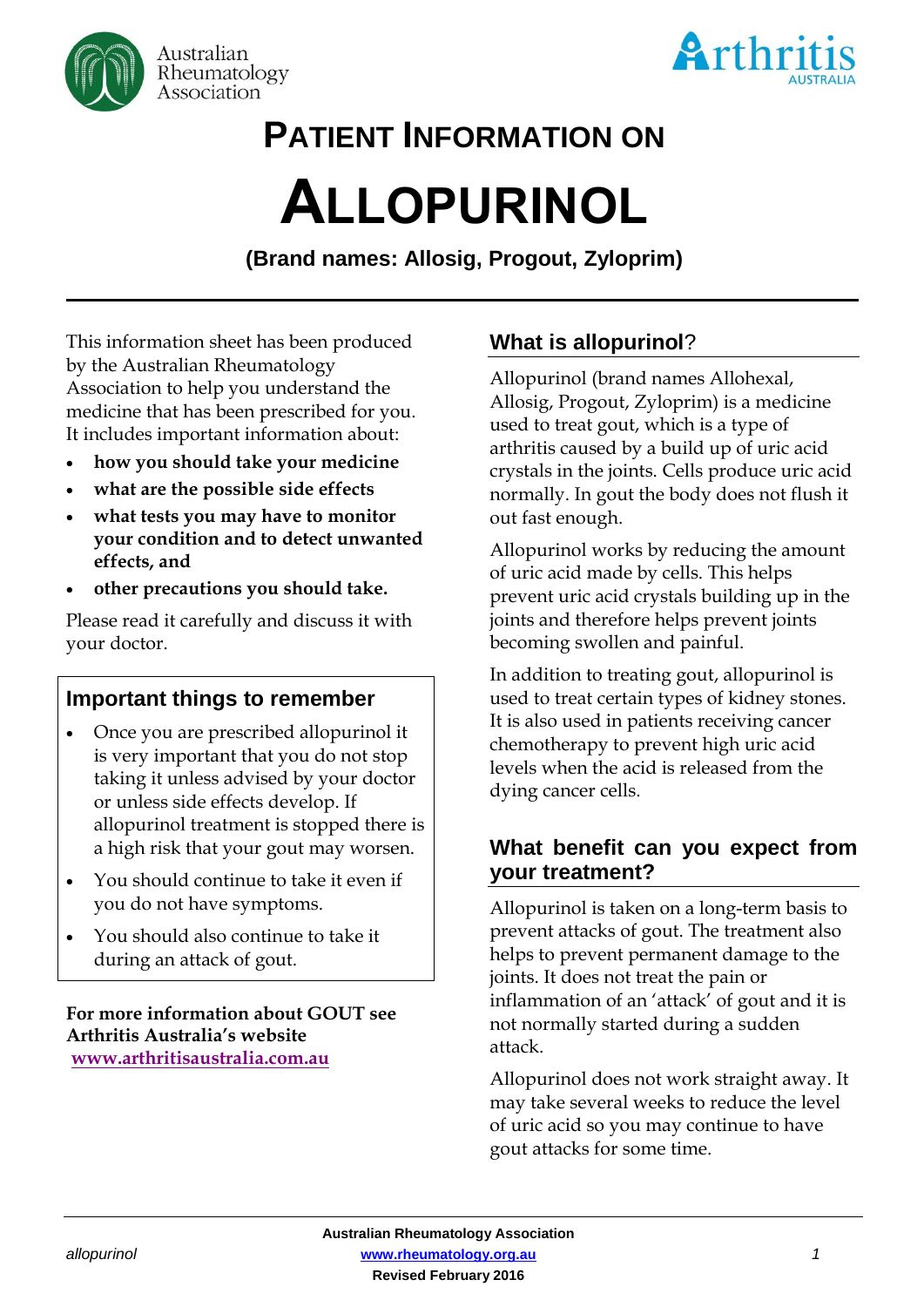Australian Rheumatology Association

Arthritis AUSTRALIA

# PATIENT INFORMATION ON

# ALLOPURINOL

**(Brand names: Allosig, Progout, Zyloprim)**

This information sheet has been produced by the Australian Rheumatology Association to help you understand the medicine that has been prescribed for you. It includes important information about:

- **how you should take your medicine**
- **what are the possible side effects**
- **what tests you may have to monitor your condition and to detect unwanted effects, and**
- **other precautions you should take.**

Please read it carefully and discuss it with your doctor.

## Important things to remember

- Once you are prescribed allopurinol it is very important that you do not stop taking it unless advised by your doctor or unless side effects develop. If allopurinol treatment is stopped there is a high risk that your gout may worsen.
- You should continue to take it even if you do not have symptoms.
- You should also continue to take it during an attack of gout.

**For more information about GOUT see Arthritis Australia's website [www.arthritisaustralia.com.au](http://www.arthritisaustralia.com.au)**

## What is allopurinol?

Allopurinol (brand names Allohexal, Allosig, Progout, Zyloprim) is a medicine used to treat gout, which is a type of arthritis caused by a build up of uric acid crystals in the joints. Cells produce uric acid normally. In gout the body does not flush it out fast enough.

Allopurinol works by reducing the amount of uric acid made by cells. This helps prevent uric acid crystals building up in the joints and therefore helps prevent joints becoming swollen and painful.

In addition to treating gout, allopurinol is used to treat certain types of kidney stones. It is also used in patients receiving cancer chemotherapy to prevent high uric acid levels when the acid is released from the dying cancer cells.

## What benefit can you expect from your treatment?

Allopurinol is taken on a long-term basis to prevent attacks of gout. The treatment also helps to prevent permanent damage to the joints. It does not treat the pain or inflammation of an 'attack' of gout and it is not normally started during a sudden attack.

Allopurinol does not work straight away. It may take several weeks to reduce the level of uric acid so you may continue to have gout attacks for some time.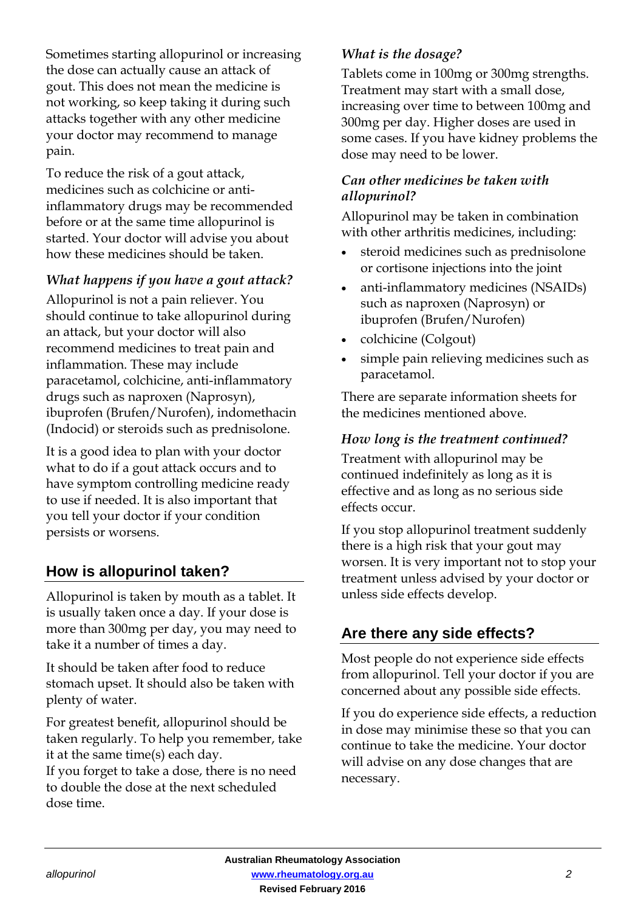Sometimes starting allopurinol or increasing the dose can actually cause an attack of gout. This does not mean the medicine is not working, so keep taking it during such attacks together with any other medicine your doctor may recommend to manage pain.

To reduce the risk of a gout attack, medicines such as colchicine or anti-inflammatory drugs may be recommended before or at the same time allopurinol is started. Your doctor will advise you about how these medicines should be taken.

### *What happens if you have a gout attack?*

Allopurinol is not a pain reliever. You should continue to take allopurinol during an attack, but your doctor will also recommend medicines to treat pain and inflammation. These may include paracetamol, colchicine, anti-inflammatory drugs such as naproxen (Naprosyn), ibuprofen (Brufen/Nurofen), indomethacin (Indocid) or steroids such as prednisolone.

It is a good idea to plan with your doctor what to do if a gout attack occurs and to have symptom controlling medicine ready to use if needed. It is also important that you tell your doctor if your condition persists or worsens.

## How is allopurinol taken?

Allopurinol is taken by mouth as a tablet. It is usually taken once a day. If your dose is more than 300mg per day, you may need to take it a number of times a day.

It should be taken after food to reduce stomach upset. It should also be taken with plenty of water.

For greatest benefit, allopurinol should be taken regularly. To help you remember, take it at the same time(s) each day.
If you forget to take a dose, there is no need to double the dose at the next scheduled dose time.

### *What is the dosage?*

Tablets come in 100mg or 300mg strengths. Treatment may start with a small dose, increasing over time to between 100mg and 300mg per day. Higher doses are used in some cases. If you have kidney problems the dose may need to be lower.

### *Can other medicines be taken with allopurinol?*

Allopurinol may be taken in combination with other arthritis medicines, including:

- steroid medicines such as prednisolone or cortisone injections into the joint
- anti-inflammatory medicines (NSAIDs) such as naproxen (Naprosyn) or ibuprofen (Brufen/Nurofen)
- colchicine (Colgout)
- simple pain relieving medicines such as paracetamol.

There are separate information sheets for the medicines mentioned above.

### *How long is the treatment continued?*

Treatment with allopurinol may be continued indefinitely as long as it is effective and as long as no serious side effects occur.

If you stop allopurinol treatment suddenly there is a high risk that your gout may worsen. It is very important not to stop your treatment unless advised by your doctor or unless side effects develop.

## Are there any side effects?

Most people do not experience side effects from allopurinol. Tell your doctor if you are concerned about any possible side effects.

If you do experience side effects, a reduction in dose may minimise these so that you can continue to take the medicine. Your doctor will advise on any dose changes that are necessary.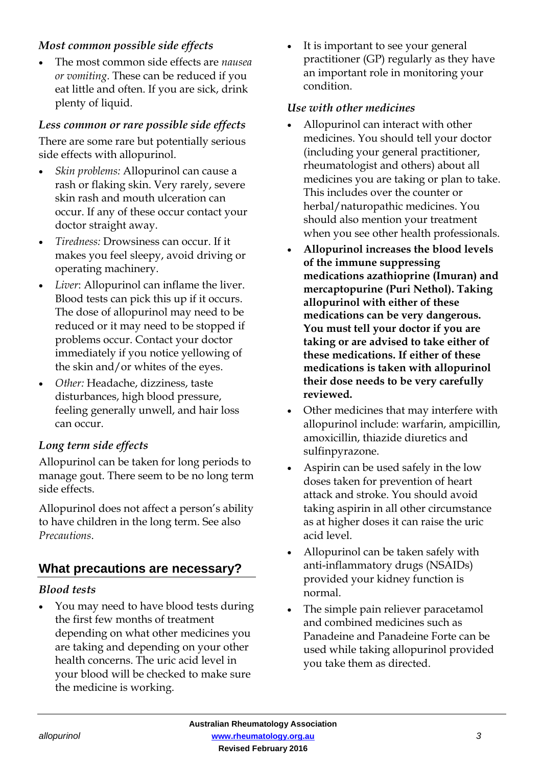### *Most common possible side effects*

- The most common side effects are *nausea or vomiting*. These can be reduced if you eat little and often. If you are sick, drink plenty of liquid.

### *Less common or rare possible side effects*

There are some rare but potentially serious side effects with allopurinol.

- *Skin problems:* Allopurinol can cause a rash or flaking skin. Very rarely, severe skin rash and mouth ulceration can occur. If any of these occur contact your doctor straight away.
- *Tiredness:* Drowsiness can occur. If it makes you feel sleepy, avoid driving or operating machinery.
- *Liver*: Allopurinol can inflame the liver. Blood tests can pick this up if it occurs. The dose of allopurinol may need to be reduced or it may need to be stopped if problems occur. Contact your doctor immediately if you notice yellowing of the skin and/or whites of the eyes.
- *Other:* Headache, dizziness, taste disturbances, high blood pressure, feeling generally unwell, and hair loss can occur.

### *Long term side effects*

Allopurinol can be taken for long periods to manage gout. There seem to be no long term side effects.

Allopurinol does not affect a person's ability to have children in the long term. See also *Precautions*.

## What precautions are necessary?

### *Blood tests*

- You may need to have blood tests during the first few months of treatment depending on what other medicines you are taking and depending on your other health concerns. The uric acid level in your blood will be checked to make sure the medicine is working.
- It is important to see your general practitioner (GP) regularly as they have an important role in monitoring your condition.

### *Use with other medicines*

- Allopurinol can interact with other medicines. You should tell your doctor (including your general practitioner, rheumatologist and others) about all medicines you are taking or plan to take. This includes over the counter or herbal/naturopathic medicines. You should also mention your treatment when you see other health professionals.
- **Allopurinol increases the blood levels of the immune suppressing medications azathioprine (Imuran) and mercaptopurine (Puri Nethol). Taking allopurinol with either of these medications can be very dangerous. You must tell your doctor if you are taking or are advised to take either of these medications. If either of these medications is taken with allopurinol their dose needs to be very carefully reviewed.**
- Other medicines that may interfere with allopurinol include: warfarin, ampicillin, amoxicillin, thiazide diuretics and sulfinpyrazone.
- Aspirin can be used safely in the low doses taken for prevention of heart attack and stroke. You should avoid taking aspirin in all other circumstance as at higher doses it can raise the uric acid level.
- Allopurinol can be taken safely with anti-inflammatory drugs (NSAIDs) provided your kidney function is normal.
- The simple pain reliever paracetamol and combined medicines such as Panadeine and Panadeine Forte can be used while taking allopurinol provided you take them as directed.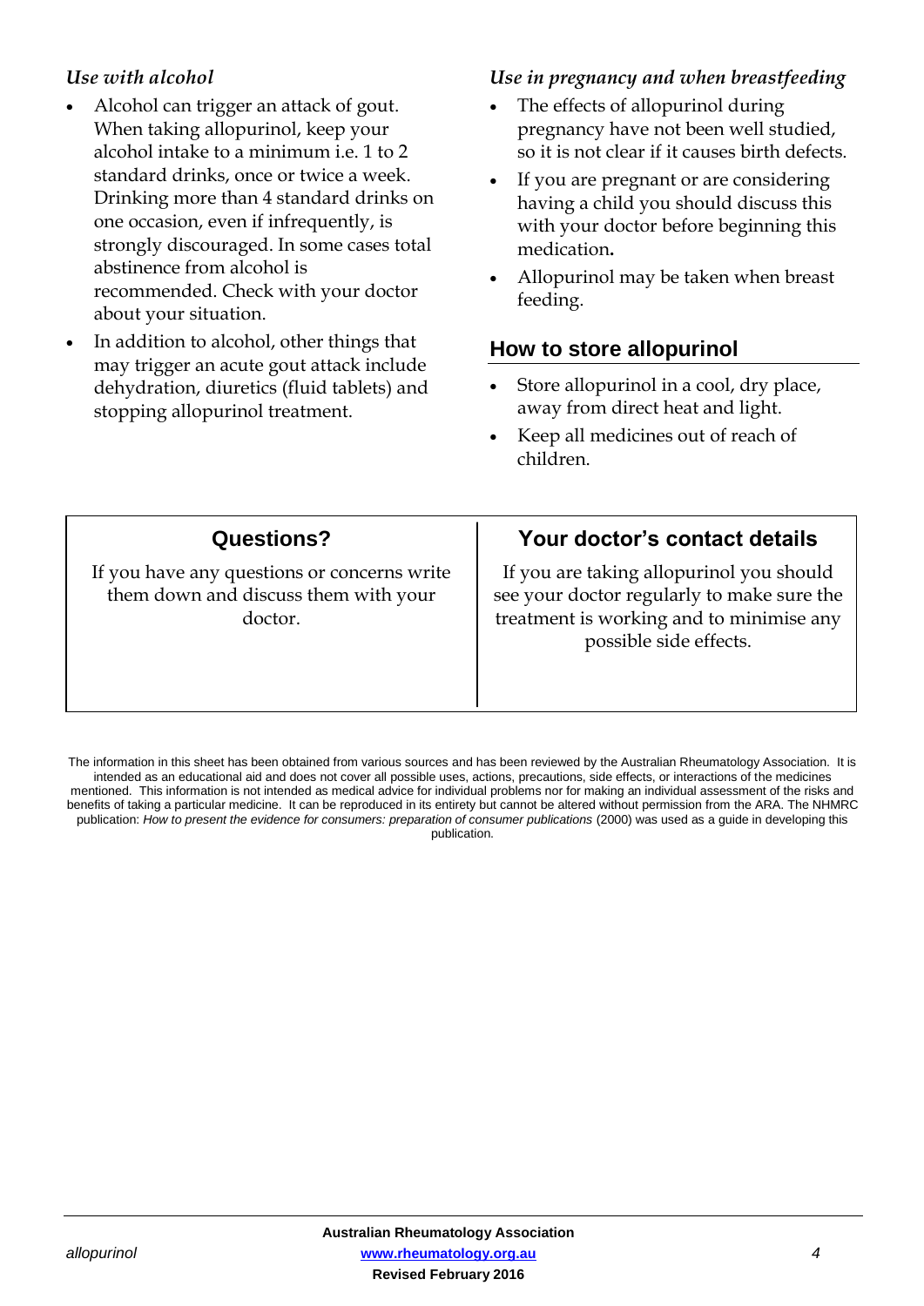*Use with alcohol*

- Alcohol can trigger an attack of gout. When taking allopurinol, keep your alcohol intake to a minimum i.e. 1 to 2 standard drinks, once or twice a week. Drinking more than 4 standard drinks on one occasion, even if infrequently, is strongly discouraged. In some cases total abstinence from alcohol is recommended. Check with your doctor about your situation.
- In addition to alcohol, other things that may trigger an acute gout attack include dehydration, diuretics (fluid tablets) and stopping allopurinol treatment.

*Use in pregnancy and when breastfeeding*

- The effects of allopurinol during pregnancy have not been well studied, so it is not clear if it causes birth defects.
- If you are pregnant or are considering having a child you should discuss this with your doctor before beginning this medication.
- Allopurinol may be taken when breast feeding.

## How to store allopurinol

- Store allopurinol in a cool, dry place, away from direct heat and light.
- Keep all medicines out of reach of children.

### Questions?

If you have any questions or concerns write them down and discuss them with your doctor.

### Your doctor's contact details

If you are taking allopurinol you should see your doctor regularly to make sure the treatment is working and to minimise any possible side effects.

The information in this sheet has been obtained from various sources and has been reviewed by the Australian Rheumatology Association. It is intended as an educational aid and does not cover all possible uses, actions, precautions, side effects, or interactions of the medicines mentioned. This information is not intended as medical advice for individual problems nor for making an individual assessment of the risks and benefits of taking a particular medicine. It can be reproduced in its entirety but cannot be altered without permission from the ARA. The NHMRC publication: *How to present the evidence for consumers: preparation of consumer publications* (2000) was used as a guide in developing this publication.